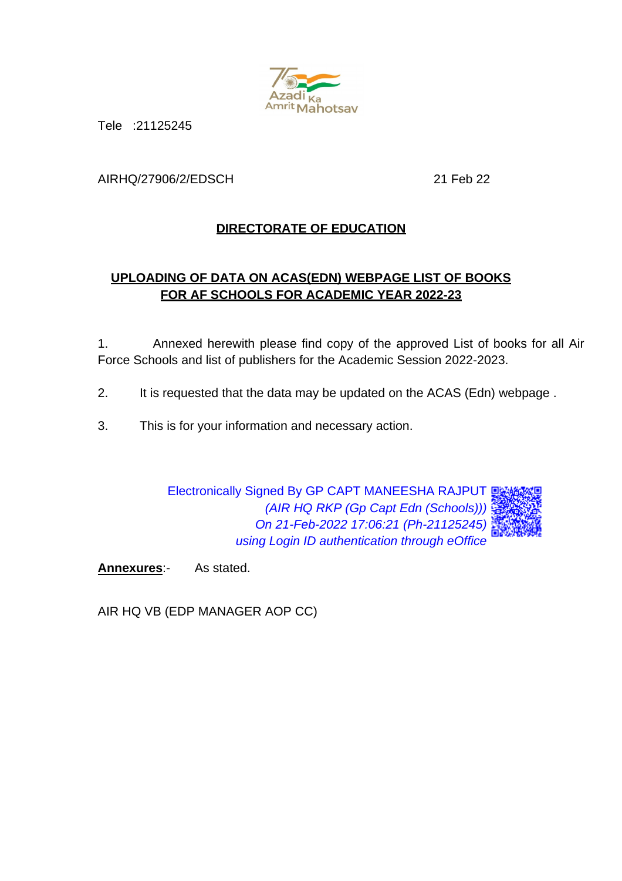Tele :21125245

AIRHQ/27906/2/EDSCH 21 Feb 22

**DIRECTORATE OF EDUCATION**

**UPLOADING OF DATA ON ACAS(EDN) WEBPAGE LIST OF BOOKS FOR AF SCHOOLS FOR ACADEMIC YEAR 2022-23**

1. Annexed herewith please find copy of the approved List of books for all Air Force Schools and list of publishers for the Academic Session 2022-2023.

2. It is requested that the data may be updated on the ACAS (Edn) webpage .

3. This is for your information and necessary action.

Electronically Signed By GP CAPT MANEESHA RAJPUT
*(AIR HQ RKP (Gp Capt Edn (Schools)))*
*On 21-Feb-2022 17:06:21 (Ph-21125245)*
*using Login ID authentication through eOffice*

**Annexures**:- As stated.

AIR HQ VB (EDP MANAGER AOP CC)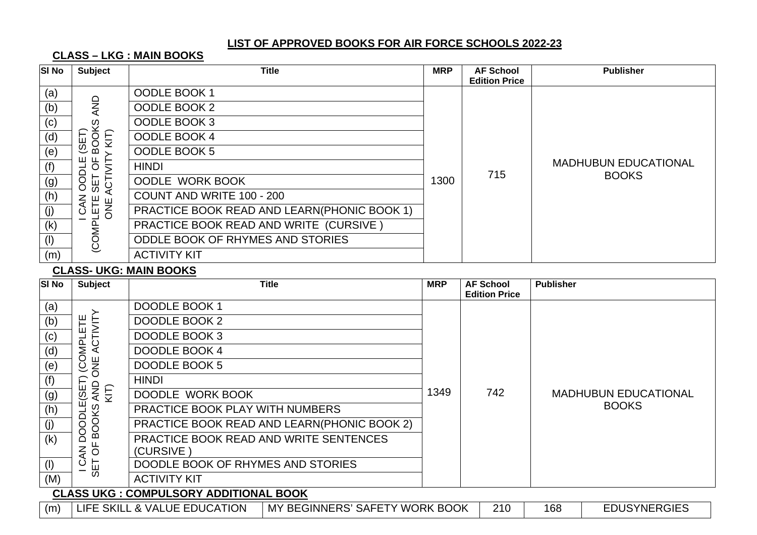## LIST OF APPROVED BOOKS FOR AIR FORCE SCHOOLS 2022-23

### CLASS – LKG : MAIN BOOKS

| Sl No | Subject | Title | MRP | AF School Edition Price | Publisher |
|---|---|---|---|---|---|
| (a) | I CAN OODLE (SET) (COMPLETE SET OF BOOKS AND ONE ACTIVITY KIT) | OODLE BOOK 1 | 1300 | 715 | MADHUBUN EDUCATIONAL BOOKS |
| (b) | | OODLE BOOK 2 | | | |
| (c) | | OODLE BOOK 3 | | | |
| (d) | | OODLE BOOK 4 | | | |
| (e) | | OODLE BOOK 5 | | | |
| (f) | | HINDI | | | |
| (g) | | OODLE WORK BOOK | | | |
| (h) | | COUNT AND WRITE 100 - 200 | | | |
| (j) | | PRACTICE BOOK READ AND LEARN(PHONIC BOOK 1) | | | |
| (k) | | PRACTICE BOOK READ AND WRITE (CURSIVE ) | | | |
| (l) | | ODDLE BOOK OF RHYMES AND STORIES | | | |
| (m) | | ACTIVITY KIT | | | |

### CLASS- UKG: MAIN BOOKS

| Sl No | Subject | Title | MRP | AF School Edition Price | Publisher |
|---|---|---|---|---|---|
| (a) | I CAN DOODLE(SET) (COMPLETE SET OF BOOKS AND ONE ACTIVITY KIT) | DOODLE BOOK 1 | 1349 | 742 | MADHUBUN EDUCATIONAL BOOKS |
| (b) | | DOODLE BOOK 2 | | | |
| (c) | | DOODLE BOOK 3 | | | |
| (d) | | DOODLE BOOK 4 | | | |
| (e) | | DOODLE BOOK 5 | | | |
| (f) | | HINDI | | | |
| (g) | | DOODLE WORK BOOK | | | |
| (h) | | PRACTICE BOOK PLAY WITH NUMBERS | | | |
| (j) | | PRACTICE BOOK READ AND LEARN(PHONIC BOOK 2) | | | |
| (k) | | PRACTICE BOOK READ AND WRITE SENTENCES (CURSIVE ) | | | |
| (l) | | DOODLE BOOK OF RHYMES AND STORIES | | | |
| (M) | | ACTIVITY KIT | | | |

### CLASS UKG : COMPULSORY ADDITIONAL BOOK

| Sl No | Subject | Title | MRP | AF School Edition Price | Publisher |
|---|---|---|---|---|---|
| (m) | LIFE SKILL & VALUE EDUCATION | MY BEGINNERS' SAFETY WORK BOOK | 210 | 168 | EDUSYNERGIES |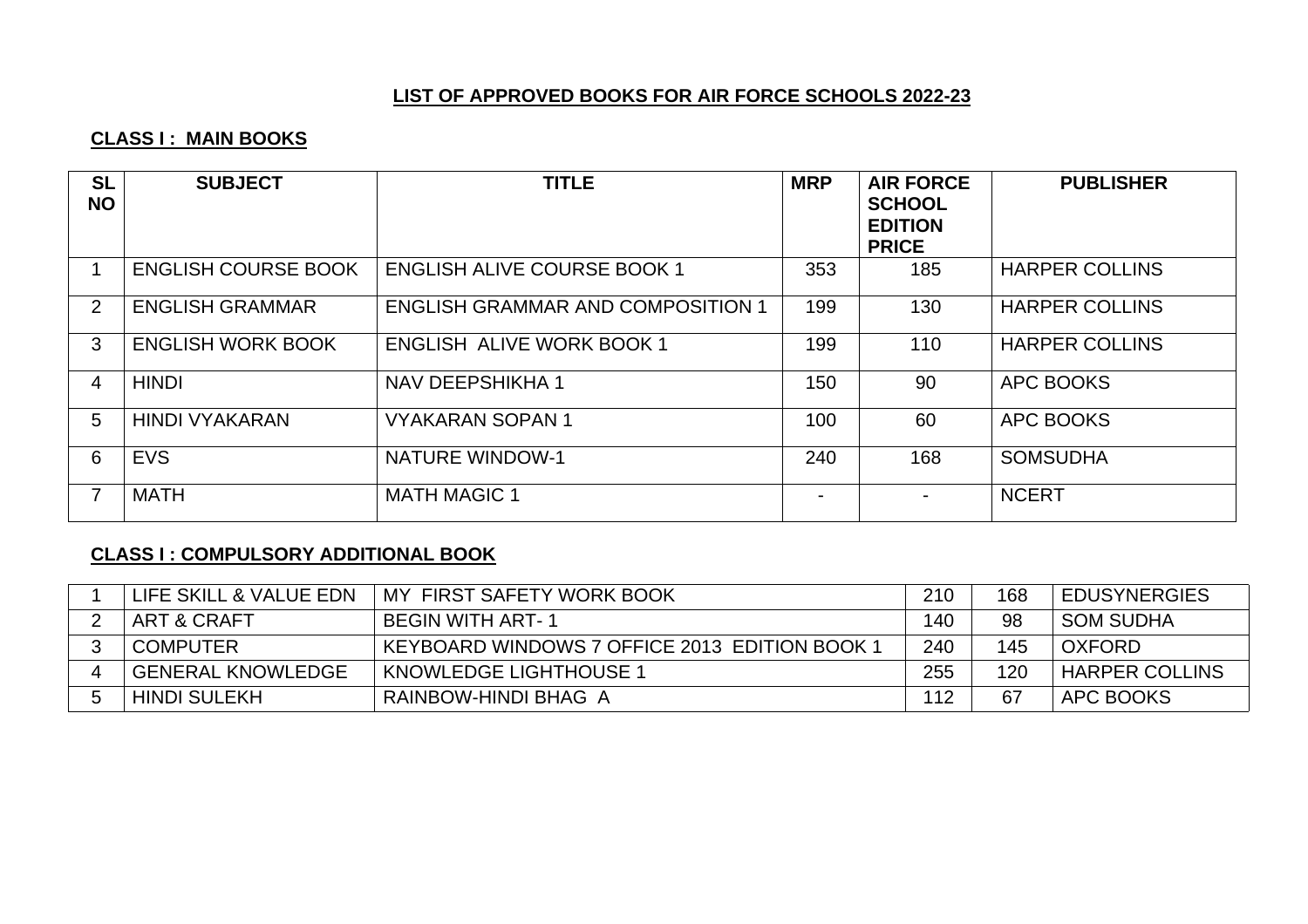# LIST OF APPROVED BOOKS FOR AIR FORCE SCHOOLS 2022-23

## CLASS I : MAIN BOOKS

| SL NO | SUBJECT | TITLE | MRP | AIR FORCE SCHOOL EDITION PRICE | PUBLISHER |
|---|---|---|---|---|---|
| 1 | ENGLISH COURSE BOOK | ENGLISH ALIVE COURSE BOOK 1 | 353 | 185 | HARPER COLLINS |
| 2 | ENGLISH GRAMMAR | ENGLISH GRAMMAR AND COMPOSITION 1 | 199 | 130 | HARPER COLLINS |
| 3 | ENGLISH WORK BOOK | ENGLISH ALIVE WORK BOOK 1 | 199 | 110 | HARPER COLLINS |
| 4 | HINDI | NAV DEEPSHIKHA 1 | 150 | 90 | APC BOOKS |
| 5 | HINDI VYAKARAN | VYAKARAN SOPAN 1 | 100 | 60 | APC BOOKS |
| 6 | EVS | NATURE WINDOW-1 | 240 | 168 | SOMSUDHA |
| 7 | MATH | MATH MAGIC 1 | - | - | NCERT |

## CLASS I : COMPULSORY ADDITIONAL BOOK

| | | | | | |
|---|---|---|---|---|---|
| 1 | LIFE SKILL & VALUE EDN | MY FIRST SAFETY WORK BOOK | 210 | 168 | EDUSYNERGIES |
| 2 | ART & CRAFT | BEGIN WITH ART- 1 | 140 | 98 | SOM SUDHA |
| 3 | COMPUTER | KEYBOARD WINDOWS 7 OFFICE 2013 EDITION BOOK 1 | 240 | 145 | OXFORD |
| 4 | GENERAL KNOWLEDGE | KNOWLEDGE LIGHTHOUSE 1 | 255 | 120 | HARPER COLLINS |
| 5 | HINDI SULEKH | RAINBOW-HINDI BHAG A | 112 | 67 | APC BOOKS |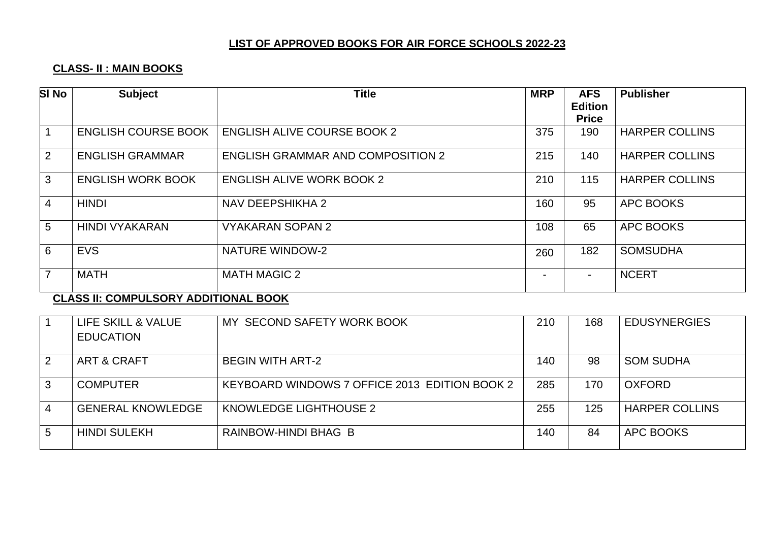## LIST OF APPROVED BOOKS FOR AIR FORCE SCHOOLS 2022-23

### CLASS- II : MAIN BOOKS

| Sl No | Subject | Title | MRP | AFS Edition Price | Publisher |
|---|---|---|---|---|---|
| 1 | ENGLISH COURSE BOOK | ENGLISH ALIVE COURSE BOOK 2 | 375 | 190 | HARPER COLLINS |
| 2 | ENGLISH GRAMMAR | ENGLISH GRAMMAR AND COMPOSITION 2 | 215 | 140 | HARPER COLLINS |
| 3 | ENGLISH WORK BOOK | ENGLISH ALIVE WORK BOOK 2 | 210 | 115 | HARPER COLLINS |
| 4 | HINDI | NAV DEEPSHIKHA 2 | 160 | 95 | APC BOOKS |
| 5 | HINDI VYAKARAN | VYAKARAN SOPAN 2 | 108 | 65 | APC BOOKS |
| 6 | EVS | NATURE WINDOW-2 | 260 | 182 | SOMSUDHA |
| 7 | MATH | MATH MAGIC 2 | - | - | NCERT |

### CLASS II: COMPULSORY ADDITIONAL BOOK

| Sl No | Subject | Title | MRP | AFS Edition Price | Publisher |
|---|---|---|---|---|---|
| 1 | LIFE SKILL & VALUE EDUCATION | MY SECOND SAFETY WORK BOOK | 210 | 168 | EDUSYNERGIES |
| 2 | ART & CRAFT | BEGIN WITH ART-2 | 140 | 98 | SOM SUDHA |
| 3 | COMPUTER | KEYBOARD WINDOWS 7 OFFICE 2013 EDITION BOOK 2 | 285 | 170 | OXFORD |
| 4 | GENERAL KNOWLEDGE | KNOWLEDGE LIGHTHOUSE 2 | 255 | 125 | HARPER COLLINS |
| 5 | HINDI SULEKH | RAINBOW-HINDI BHAG B | 140 | 84 | APC BOOKS |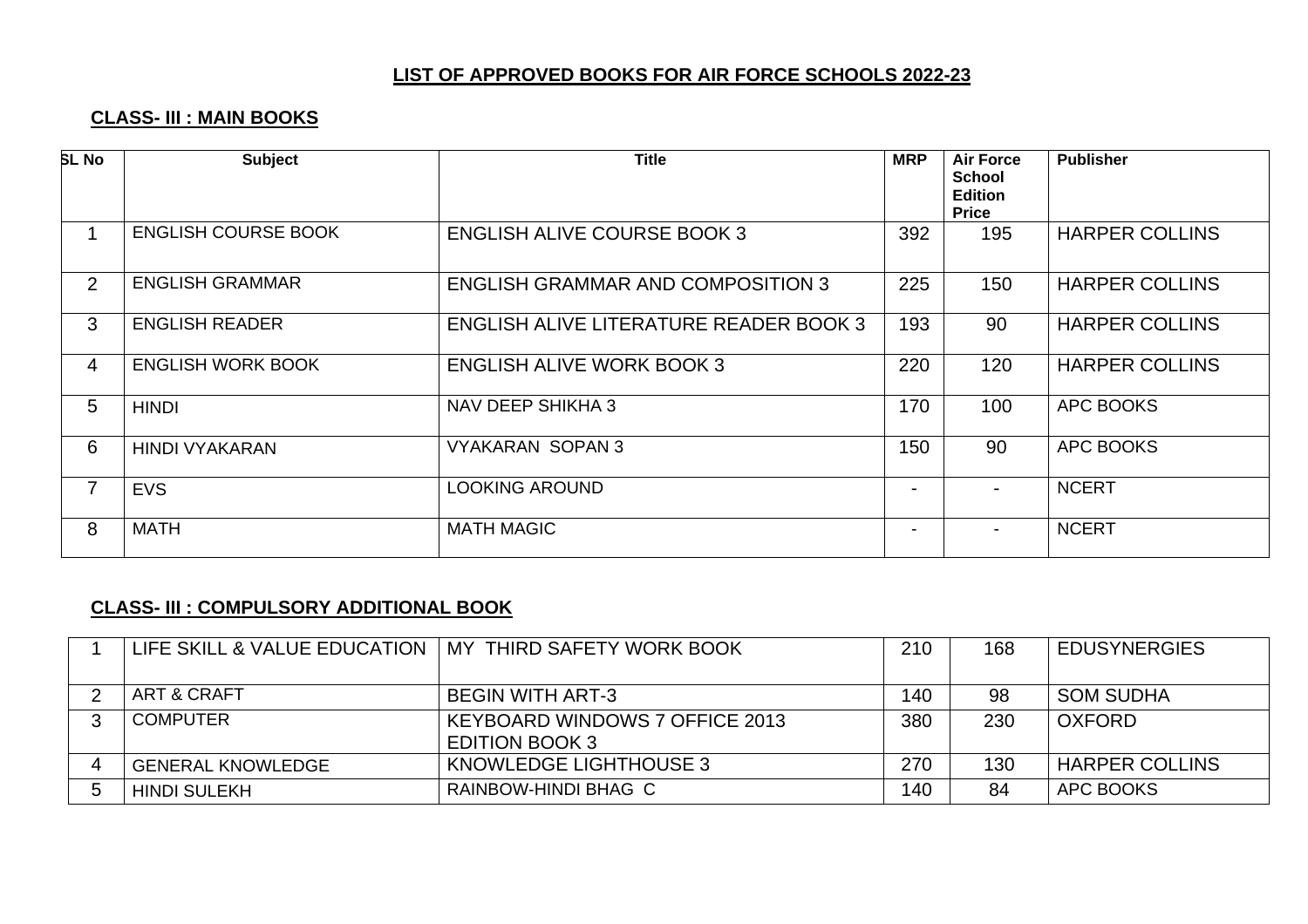## LIST OF APPROVED BOOKS FOR AIR FORCE SCHOOLS 2022-23

### CLASS- III : MAIN BOOKS

| SL No | Subject | Title | MRP | Air Force School Edition Price | Publisher |
|---|---|---|---|---|---|
| 1 | ENGLISH COURSE BOOK | ENGLISH ALIVE COURSE BOOK 3 | 392 | 195 | HARPER COLLINS |
| 2 | ENGLISH GRAMMAR | ENGLISH GRAMMAR AND COMPOSITION 3 | 225 | 150 | HARPER COLLINS |
| 3 | ENGLISH READER | ENGLISH ALIVE LITERATURE READER BOOK 3 | 193 | 90 | HARPER COLLINS |
| 4 | ENGLISH WORK BOOK | ENGLISH ALIVE WORK BOOK 3 | 220 | 120 | HARPER COLLINS |
| 5 | HINDI | NAV DEEP SHIKHA 3 | 170 | 100 | APC BOOKS |
| 6 | HINDI VYAKARAN | VYAKARAN SOPAN 3 | 150 | 90 | APC BOOKS |
| 7 | EVS | LOOKING AROUND | - | - | NCERT |
| 8 | MATH | MATH MAGIC | - | - | NCERT |

### CLASS- III : COMPULSORY ADDITIONAL BOOK

| | | | | | |
|---|---|---|---|---|---|
| 1 | LIFE SKILL & VALUE EDUCATION | MY THIRD SAFETY WORK BOOK | 210 | 168 | EDUSYNERGIES |
| 2 | ART & CRAFT | BEGIN WITH ART-3 | 140 | 98 | SOM SUDHA |
| 3 | COMPUTER | KEYBOARD WINDOWS 7 OFFICE 2013 EDITION BOOK 3 | 380 | 230 | OXFORD |
| 4 | GENERAL KNOWLEDGE | KNOWLEDGE LIGHTHOUSE 3 | 270 | 130 | HARPER COLLINS |
| 5 | HINDI SULEKH | RAINBOW-HINDI BHAG C | 140 | 84 | APC BOOKS |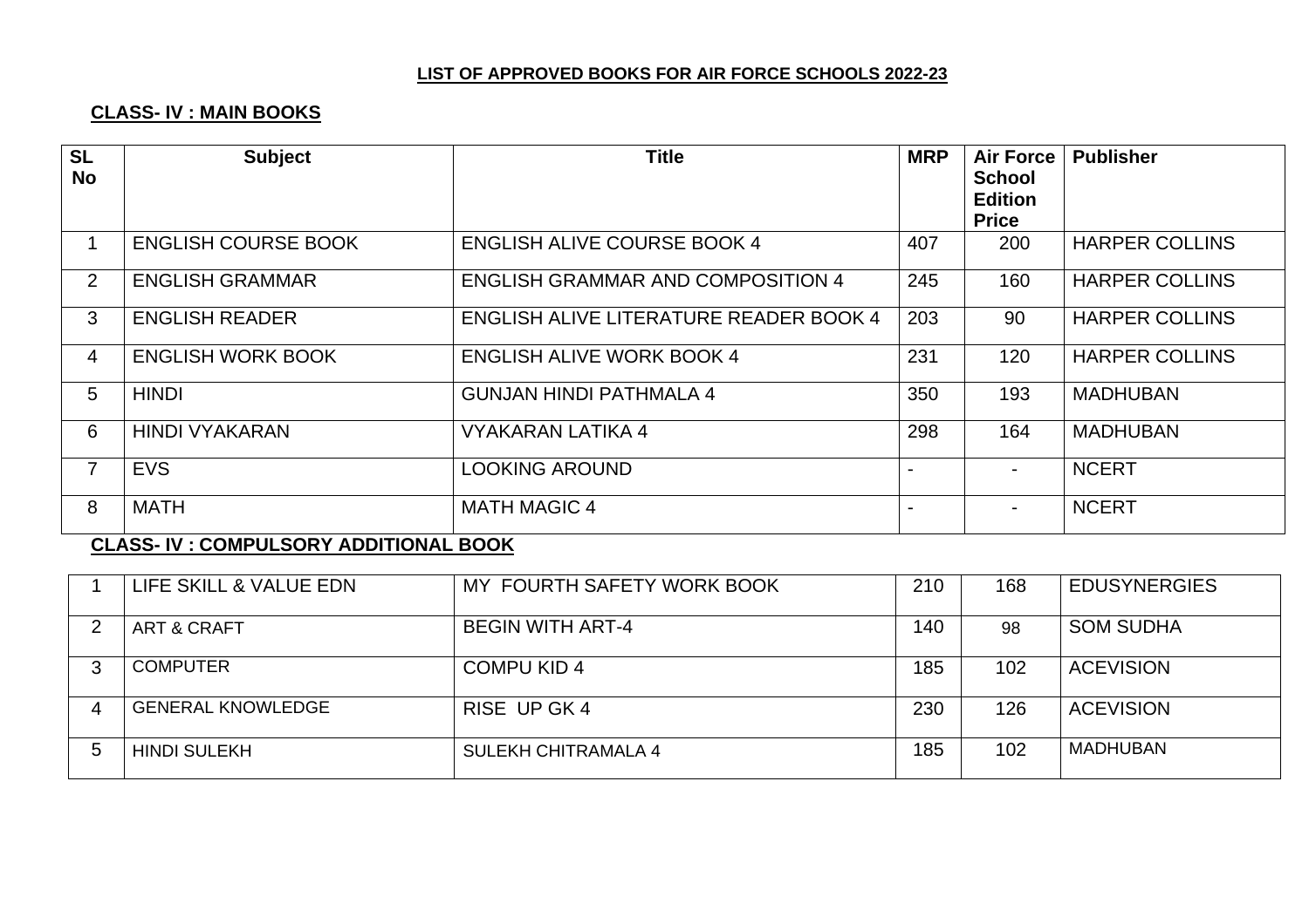**LIST OF APPROVED BOOKS FOR AIR FORCE SCHOOLS 2022-23**

**CLASS- IV : MAIN BOOKS**

| SL No | Subject | Title | MRP | Air Force School Edition Price | Publisher |
|---|---|---|---|---|---|
| 1 | ENGLISH COURSE BOOK | ENGLISH ALIVE COURSE BOOK 4 | 407 | 200 | HARPER COLLINS |
| 2 | ENGLISH GRAMMAR | ENGLISH GRAMMAR AND COMPOSITION 4 | 245 | 160 | HARPER COLLINS |
| 3 | ENGLISH READER | ENGLISH ALIVE LITERATURE READER BOOK 4 | 203 | 90 | HARPER COLLINS |
| 4 | ENGLISH WORK BOOK | ENGLISH ALIVE WORK BOOK 4 | 231 | 120 | HARPER COLLINS |
| 5 | HINDI | GUNJAN HINDI PATHMALA 4 | 350 | 193 | MADHUBAN |
| 6 | HINDI VYAKARAN | VYAKARAN LATIKA 4 | 298 | 164 | MADHUBAN |
| 7 | EVS | LOOKING AROUND | - | - | NCERT |
| 8 | MATH | MATH MAGIC 4 | - | - | NCERT |

**CLASS- IV : COMPULSORY ADDITIONAL BOOK**

| SL No | Subject | Title | MRP | Air Force School Edition Price | Publisher |
|---|---|---|---|---|---|
| 1 | LIFE SKILL & VALUE EDN | MY FOURTH SAFETY WORK BOOK | 210 | 168 | EDUSYNERGIES |
| 2 | ART & CRAFT | BEGIN WITH ART-4 | 140 | 98 | SOM SUDHA |
| 3 | COMPUTER | COMPU KID 4 | 185 | 102 | ACEVISION |
| 4 | GENERAL KNOWLEDGE | RISE UP GK 4 | 230 | 126 | ACEVISION |
| 5 | HINDI SULEKH | SULEKH CHITRAMALA 4 | 185 | 102 | MADHUBAN |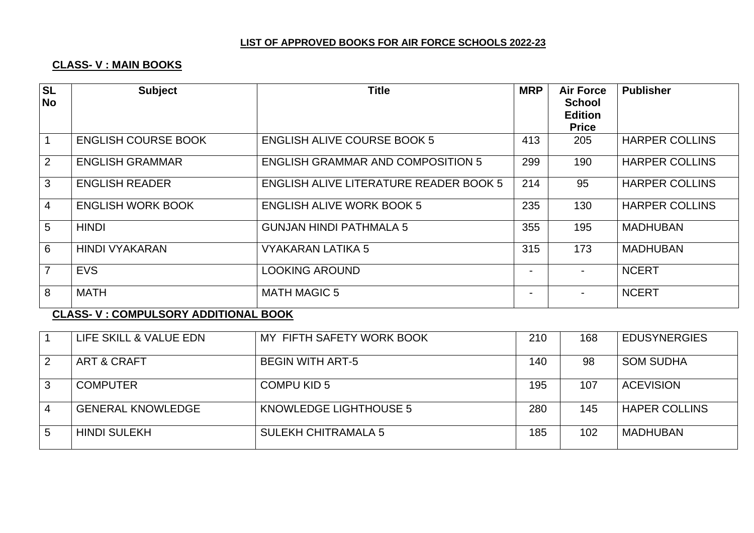## LIST OF APPROVED BOOKS FOR AIR FORCE SCHOOLS 2022-23

### CLASS- V : MAIN BOOKS

| SL No | Subject | Title | MRP | Air Force School Edition Price | Publisher |
|---|---|---|---|---|---|
| 1 | ENGLISH COURSE BOOK | ENGLISH ALIVE COURSE BOOK 5 | 413 | 205 | HARPER COLLINS |
| 2 | ENGLISH GRAMMAR | ENGLISH GRAMMAR AND COMPOSITION 5 | 299 | 190 | HARPER COLLINS |
| 3 | ENGLISH READER | ENGLISH ALIVE LITERATURE READER BOOK 5 | 214 | 95 | HARPER COLLINS |
| 4 | ENGLISH WORK BOOK | ENGLISH ALIVE WORK BOOK 5 | 235 | 130 | HARPER COLLINS |
| 5 | HINDI | GUNJAN HINDI PATHMALA 5 | 355 | 195 | MADHUBAN |
| 6 | HINDI VYAKARAN | VYAKARAN LATIKA 5 | 315 | 173 | MADHUBAN |
| 7 | EVS | LOOKING AROUND | - | - | NCERT |
| 8 | MATH | MATH MAGIC 5 | - | - | NCERT |

### CLASS- V : COMPULSORY ADDITIONAL BOOK

| SL No | Subject | Title | MRP | Air Force School Edition Price | Publisher |
|---|---|---|---|---|---|
| 1 | LIFE SKILL & VALUE EDN | MY FIFTH SAFETY WORK BOOK | 210 | 168 | EDUSYNERGIES |
| 2 | ART & CRAFT | BEGIN WITH ART-5 | 140 | 98 | SOM SUDHA |
| 3 | COMPUTER | COMPU KID 5 | 195 | 107 | ACEVISION |
| 4 | GENERAL KNOWLEDGE | KNOWLEDGE LIGHTHOUSE 5 | 280 | 145 | HAPER COLLINS |
| 5 | HINDI SULEKH | SULEKH CHITRAMALA 5 | 185 | 102 | MADHUBAN |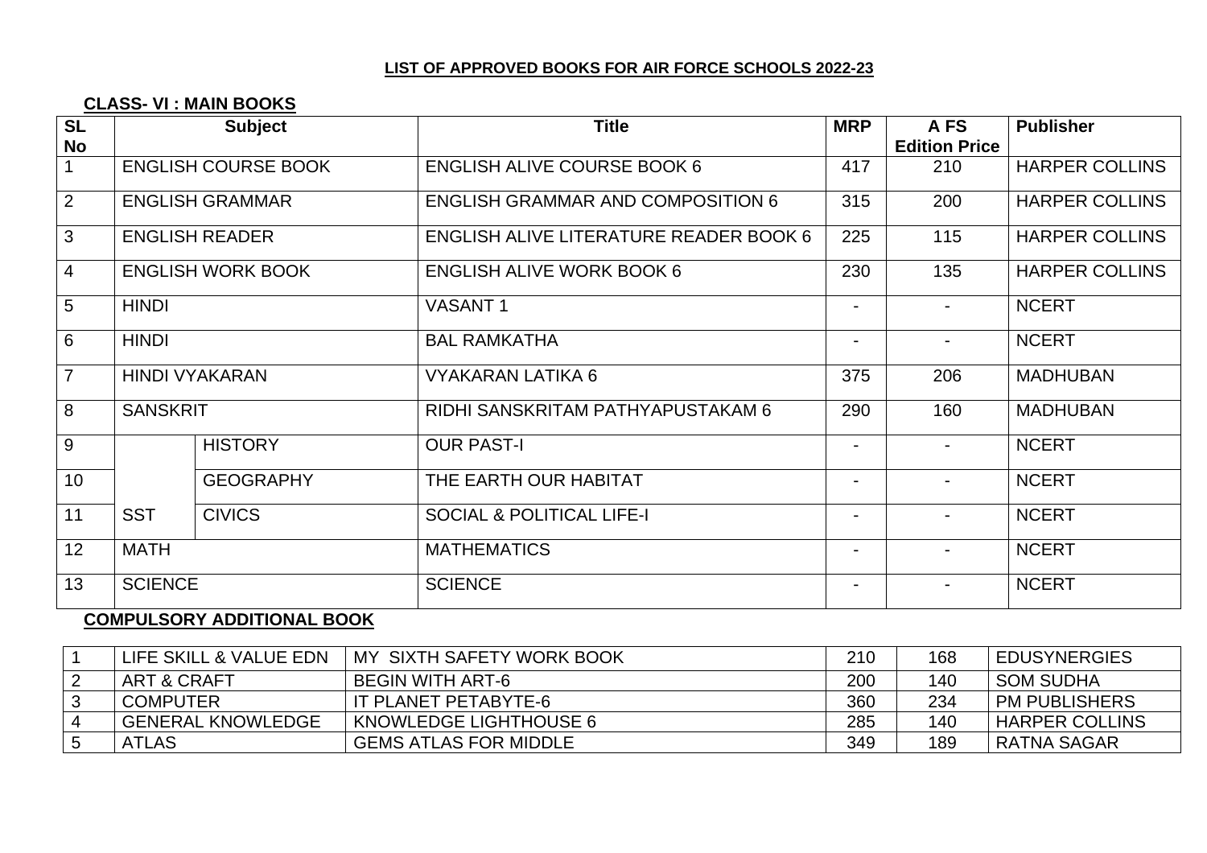## LIST OF APPROVED BOOKS FOR AIR FORCE SCHOOLS 2022-23

### CLASS- VI : MAIN BOOKS

| SL No | Subject | | Title | MRP | A FS Edition Price | Publisher |
|---|---|---|---|---|---|---|
| 1 | ENGLISH COURSE BOOK | | ENGLISH ALIVE COURSE BOOK 6 | 417 | 210 | HARPER COLLINS |
| 2 | ENGLISH GRAMMAR | | ENGLISH GRAMMAR AND COMPOSITION 6 | 315 | 200 | HARPER COLLINS |
| 3 | ENGLISH READER | | ENGLISH ALIVE LITERATURE READER BOOK 6 | 225 | 115 | HARPER COLLINS |
| 4 | ENGLISH WORK BOOK | | ENGLISH ALIVE WORK BOOK 6 | 230 | 135 | HARPER COLLINS |
| 5 | HINDI | | VASANT 1 | - | - | NCERT |
| 6 | HINDI | | BAL RAMKATHA | - | - | NCERT |
| 7 | HINDI VYAKARAN | | VYAKARAN LATIKA 6 | 375 | 206 | MADHUBAN |
| 8 | SANSKRIT | | RIDHI SANSKRITAM PATHYAPUSTAKAM 6 | 290 | 160 | MADHUBAN |
| 9 | SST | HISTORY | OUR PAST-I | - | - | NCERT |
| 10 | | GEOGRAPHY | THE EARTH OUR HABITAT | - | - | NCERT |
| 11 | | CIVICS | SOCIAL & POLITICAL LIFE-I | - | - | NCERT |
| 12 | MATH | | MATHEMATICS | - | - | NCERT |
| 13 | SCIENCE | | SCIENCE | - | - | NCERT |

### COMPULSORY ADDITIONAL BOOK

| | | | | | |
|---|---|---|---|---|---|
| 1 | LIFE SKILL & VALUE EDN | MY SIXTH SAFETY WORK BOOK | 210 | 168 | EDUSYNERGIES |
| 2 | ART & CRAFT | BEGIN WITH ART-6 | 200 | 140 | SOM SUDHA |
| 3 | COMPUTER | IT PLANET PETABYTE-6 | 360 | 234 | PM PUBLISHERS |
| 4 | GENERAL KNOWLEDGE | KNOWLEDGE LIGHTHOUSE 6 | 285 | 140 | HARPER COLLINS |
| 5 | ATLAS | GEMS ATLAS FOR MIDDLE | 349 | 189 | RATNA SAGAR |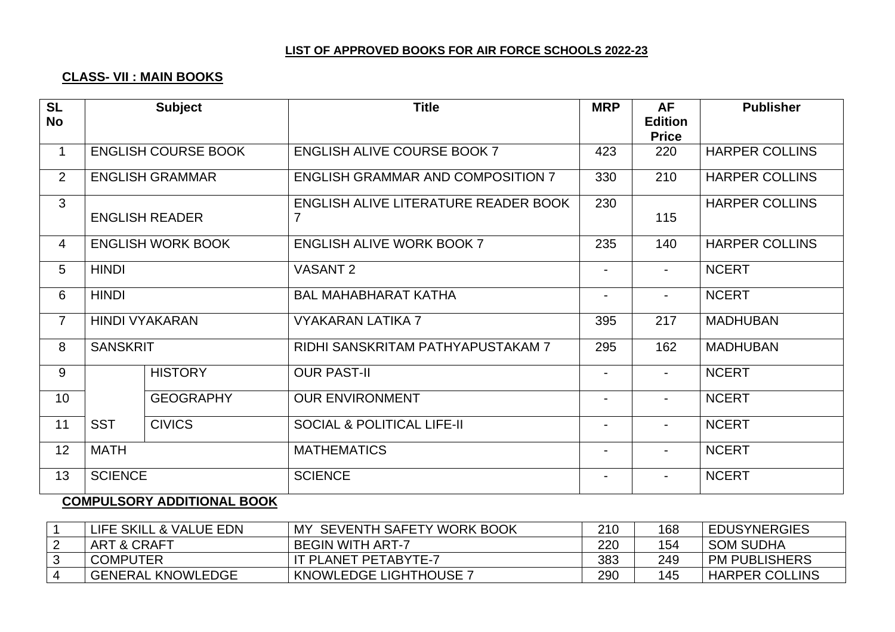**LIST OF APPROVED BOOKS FOR AIR FORCE SCHOOLS 2022-23**

**CLASS- VII : MAIN BOOKS**

| SL No | Subject | | Title | MRP | AF Edition Price | Publisher |
|---|---|---|---|---|---|---|
| 1 | ENGLISH COURSE BOOK | | ENGLISH ALIVE COURSE BOOK 7 | 423 | 220 | HARPER COLLINS |
| 2 | ENGLISH GRAMMAR | | ENGLISH GRAMMAR AND COMPOSITION 7 | 330 | 210 | HARPER COLLINS |
| 3 | ENGLISH READER | | ENGLISH ALIVE LITERATURE READER BOOK 7 | 230 | 115 | HARPER COLLINS |
| 4 | ENGLISH WORK BOOK | | ENGLISH ALIVE WORK BOOK 7 | 235 | 140 | HARPER COLLINS |
| 5 | HINDI | | VASANT 2 | - | - | NCERT |
| 6 | HINDI | | BAL MAHABHARAT KATHA | - | - | NCERT |
| 7 | HINDI VYAKARAN | | VYAKARAN LATIKA 7 | 395 | 217 | MADHUBAN |
| 8 | SANSKRIT | | RIDHI SANSKRITAM PATHYAPUSTAKAM 7 | 295 | 162 | MADHUBAN |
| 9 | SST | HISTORY | OUR PAST-II | - | - | NCERT |
| 10 | | GEOGRAPHY | OUR ENVIRONMENT | - | - | NCERT |
| 11 | | CIVICS | SOCIAL & POLITICAL LIFE-II | - | - | NCERT |
| 12 | MATH | | MATHEMATICS | - | - | NCERT |
| 13 | SCIENCE | | SCIENCE | - | - | NCERT |

**COMPULSORY ADDITIONAL BOOK**

| SL No | Subject | Title | MRP | AF Edition Price | Publisher |
|---|---|---|---|---|---|
| 1 | LIFE SKILL & VALUE EDN | MY SEVENTH SAFETY WORK BOOK | 210 | 168 | EDUSYNERGIES |
| 2 | ART & CRAFT | BEGIN WITH ART-7 | 220 | 154 | SOM SUDHA |
| 3 | COMPUTER | IT PLANET PETABYTE-7 | 383 | 249 | PM PUBLISHERS |
| 4 | GENERAL KNOWLEDGE | KNOWLEDGE LIGHTHOUSE 7 | 290 | 145 | HARPER COLLINS |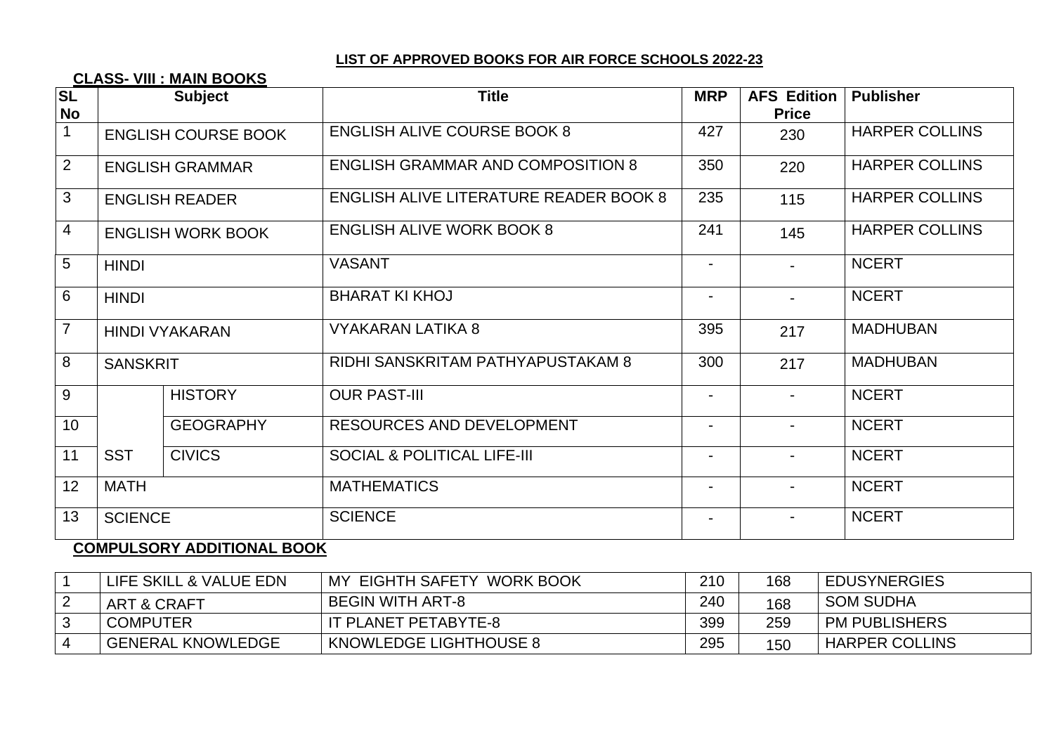**LIST OF APPROVED BOOKS FOR AIR FORCE SCHOOLS 2022-23**

**CLASS- VIII : MAIN BOOKS**

| SL No | Subject | | Title | MRP | AFS Edition Price | Publisher |
|---|---|---|---|---|---|---|
| 1 | ENGLISH COURSE BOOK | | ENGLISH ALIVE COURSE BOOK 8 | 427 | 230 | HARPER COLLINS |
| 2 | ENGLISH GRAMMAR | | ENGLISH GRAMMAR AND COMPOSITION 8 | 350 | 220 | HARPER COLLINS |
| 3 | ENGLISH READER | | ENGLISH ALIVE LITERATURE READER BOOK 8 | 235 | 115 | HARPER COLLINS |
| 4 | ENGLISH WORK BOOK | | ENGLISH ALIVE WORK BOOK 8 | 241 | 145 | HARPER COLLINS |
| 5 | HINDI | | VASANT | - | - | NCERT |
| 6 | HINDI | | BHARAT KI KHOJ | - | - | NCERT |
| 7 | HINDI VYAKARAN | | VYAKARAN LATIKA 8 | 395 | 217 | MADHUBAN |
| 8 | SANSKRIT | | RIDHI SANSKRITAM PATHYAPUSTAKAM 8 | 300 | 217 | MADHUBAN |
| 9 | SST | HISTORY | OUR PAST-III | - | - | NCERT |
| 10 | | GEOGRAPHY | RESOURCES AND DEVELOPMENT | - | - | NCERT |
| 11 | | CIVICS | SOCIAL & POLITICAL LIFE-III | - | - | NCERT |
| 12 | MATH | | MATHEMATICS | - | - | NCERT |
| 13 | SCIENCE | | SCIENCE | - | - | NCERT |

**COMPULSORY ADDITIONAL BOOK**

| | | | | | |
|---|---|---|---|---|---|
| 1 | LIFE SKILL & VALUE EDN | MY EIGHTH SAFETY WORK BOOK | 210 | 168 | EDUSYNERGIES |
| 2 | ART & CRAFT | BEGIN WITH ART-8 | 240 | 168 | SOM SUDHA |
| 3 | COMPUTER | IT PLANET PETABYTE-8 | 399 | 259 | PM PUBLISHERS |
| 4 | GENERAL KNOWLEDGE | KNOWLEDGE LIGHTHOUSE 8 | 295 | 150 | HARPER COLLINS |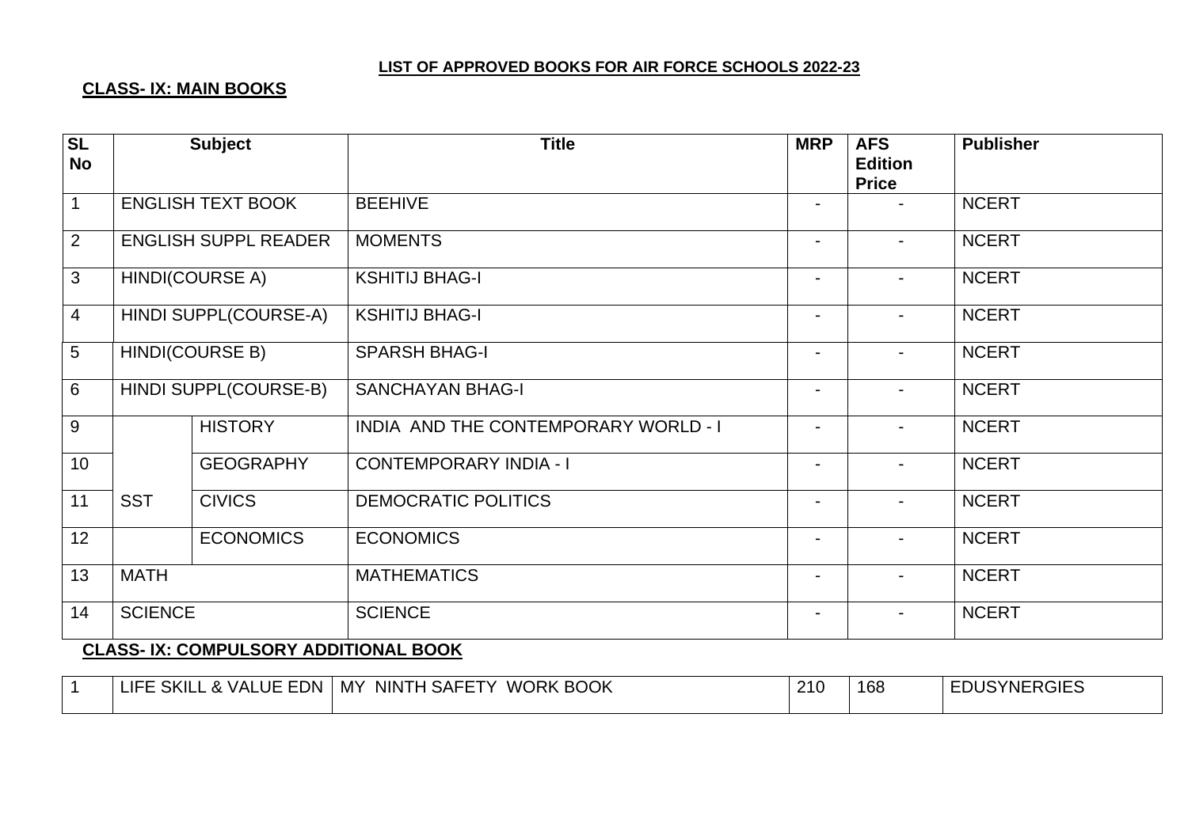**LIST OF APPROVED BOOKS FOR AIR FORCE SCHOOLS 2022-23**

**CLASS- IX: MAIN BOOKS**

| SL No | Subject | | Title | MRP | AFS Edition Price | Publisher |
|---|---|---|---|---|---|---|
| 1 | ENGLISH TEXT BOOK | | BEEHIVE | - | - | NCERT |
| 2 | ENGLISH SUPPL READER | | MOMENTS | - | - | NCERT |
| 3 | HINDI(COURSE A) | | KSHITIJ BHAG-I | - | - | NCERT |
| 4 | HINDI SUPPL(COURSE-A) | | KSHITIJ BHAG-I | - | - | NCERT |
| 5 | HINDI(COURSE B) | | SPARSH BHAG-I | - | - | NCERT |
| 6 | HINDI SUPPL(COURSE-B) | | SANCHAYAN BHAG-I | - | - | NCERT |
| 9 | SST | HISTORY | INDIA AND THE CONTEMPORARY WORLD - I | - | - | NCERT |
| 10 | | GEOGRAPHY | CONTEMPORARY INDIA - I | - | - | NCERT |
| 11 | | CIVICS | DEMOCRATIC POLITICS | - | - | NCERT |
| 12 | | ECONOMICS | ECONOMICS | - | - | NCERT |
| 13 | MATH | | MATHEMATICS | - | - | NCERT |
| 14 | SCIENCE | | SCIENCE | - | - | NCERT |

**CLASS- IX: COMPULSORY ADDITIONAL BOOK**

| SL No | Subject | Title | MRP | AFS Edition Price | Publisher |
|---|---|---|---|---|---|
| 1 | LIFE SKILL & VALUE EDN | MY NINTH SAFETY WORK BOOK | 210 | 168 | EDUSYNERGIES |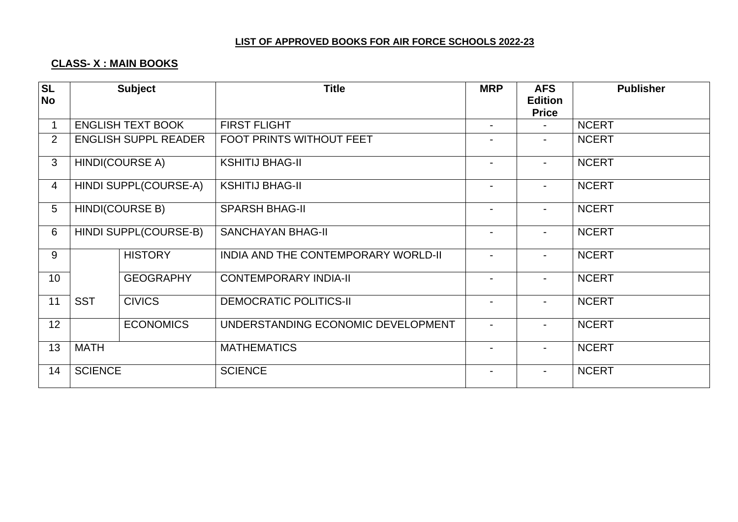**LIST OF APPROVED BOOKS FOR AIR FORCE SCHOOLS 2022-23**

**CLASS- X : MAIN BOOKS**

| SL No | Subject | | Title | MRP | AFS Edition Price | Publisher |
|---|---|---|---|---|---|---|
| 1 | ENGLISH TEXT BOOK | | FIRST FLIGHT | - | - | NCERT |
| 2 | ENGLISH SUPPL READER | | FOOT PRINTS WITHOUT FEET | - | - | NCERT |
| 3 | HINDI(COURSE A) | | KSHITIJ BHAG-II | - | - | NCERT |
| 4 | HINDI SUPPL(COURSE-A) | | KSHITIJ BHAG-II | - | - | NCERT |
| 5 | HINDI(COURSE B) | | SPARSH BHAG-II | - | - | NCERT |
| 6 | HINDI SUPPL(COURSE-B) | | SANCHAYAN BHAG-II | - | - | NCERT |
| 9 | SST | HISTORY | INDIA AND THE CONTEMPORARY WORLD-II | - | - | NCERT |
| 10 | | GEOGRAPHY | CONTEMPORARY INDIA-II | - | - | NCERT |
| 11 | | CIVICS | DEMOCRATIC POLITICS-II | - | - | NCERT |
| 12 | | ECONOMICS | UNDERSTANDING ECONOMIC DEVELOPMENT | - | - | NCERT |
| 13 | MATH | | MATHEMATICS | - | - | NCERT |
| 14 | SCIENCE | | SCIENCE | - | - | NCERT |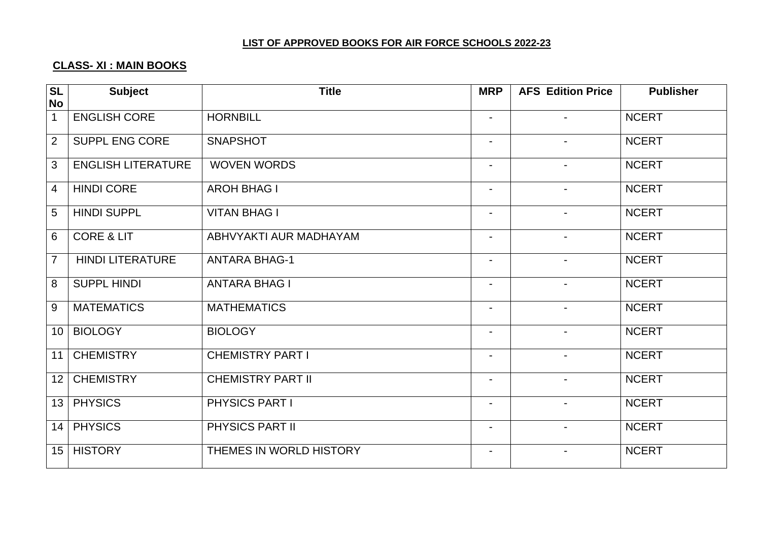**LIST OF APPROVED BOOKS FOR AIR FORCE SCHOOLS 2022-23**

**CLASS- XI : MAIN BOOKS**

| SL No | Subject | Title | MRP | AFS Edition Price | Publisher |
|---|---|---|---|---|---|
| 1 | ENGLISH CORE | HORNBILL | - | - | NCERT |
| 2 | SUPPL ENG CORE | SNAPSHOT | - | - | NCERT |
| 3 | ENGLISH LITERATURE | WOVEN WORDS | - | - | NCERT |
| 4 | HINDI CORE | AROH BHAG I | - | - | NCERT |
| 5 | HINDI SUPPL | VITAN BHAG I | - | - | NCERT |
| 6 | CORE & LIT | ABHVYAKTI AUR MADHAYAM | - | - | NCERT |
| 7 | HINDI LITERATURE | ANTARA BHAG-1 | - | - | NCERT |
| 8 | SUPPL HINDI | ANTARA BHAG I | - | - | NCERT |
| 9 | MATEMATICS | MATHEMATICS | - | - | NCERT |
| 10 | BIOLOGY | BIOLOGY | - | - | NCERT |
| 11 | CHEMISTRY | CHEMISTRY PART I | - | - | NCERT |
| 12 | CHEMISTRY | CHEMISTRY PART II | - | - | NCERT |
| 13 | PHYSICS | PHYSICS PART I | - | - | NCERT |
| 14 | PHYSICS | PHYSICS PART II | - | - | NCERT |
| 15 | HISTORY | THEMES IN WORLD HISTORY | - | - | NCERT |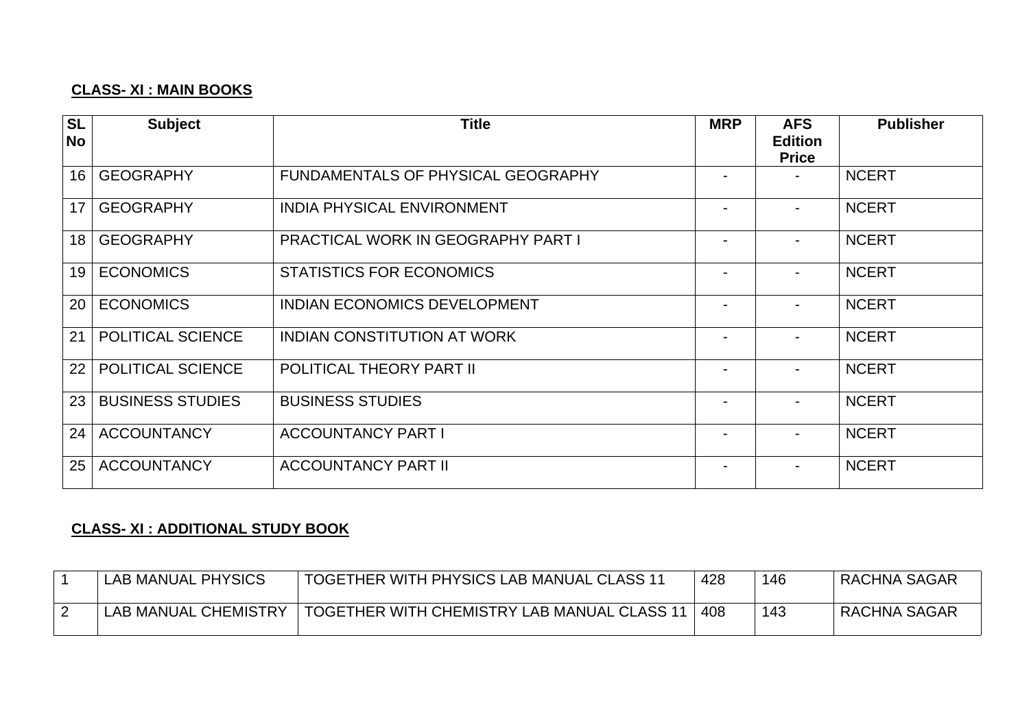**CLASS- XI : MAIN BOOKS**

| SL No | Subject | Title | MRP | AFS Edition Price | Publisher |
|---|---|---|---|---|---|
| 16 | GEOGRAPHY | FUNDAMENTALS OF PHYSICAL GEOGRAPHY | - | - | NCERT |
| 17 | GEOGRAPHY | INDIA PHYSICAL ENVIRONMENT | - | - | NCERT |
| 18 | GEOGRAPHY | PRACTICAL WORK IN GEOGRAPHY PART I | - | - | NCERT |
| 19 | ECONOMICS | STATISTICS FOR ECONOMICS | - | - | NCERT |
| 20 | ECONOMICS | INDIAN ECONOMICS DEVELOPMENT | - | - | NCERT |
| 21 | POLITICAL SCIENCE | INDIAN CONSTITUTION AT WORK | - | - | NCERT |
| 22 | POLITICAL SCIENCE | POLITICAL THEORY PART II | - | - | NCERT |
| 23 | BUSINESS STUDIES | BUSINESS STUDIES | - | - | NCERT |
| 24 | ACCOUNTANCY | ACCOUNTANCY PART I | - | - | NCERT |
| 25 | ACCOUNTANCY | ACCOUNTANCY PART II | - | - | NCERT |

**CLASS- XI : ADDITIONAL STUDY BOOK**

| | | | | | |
|---|---|---|---|---|---|
| 1 | LAB MANUAL PHYSICS | TOGETHER WITH PHYSICS LAB MANUAL CLASS 11 | 428 | 146 | RACHNA SAGAR |
| 2 | LAB MANUAL CHEMISTRY | TOGETHER WITH CHEMISTRY LAB MANUAL CLASS 11 | 408 | 143 | RACHNA SAGAR |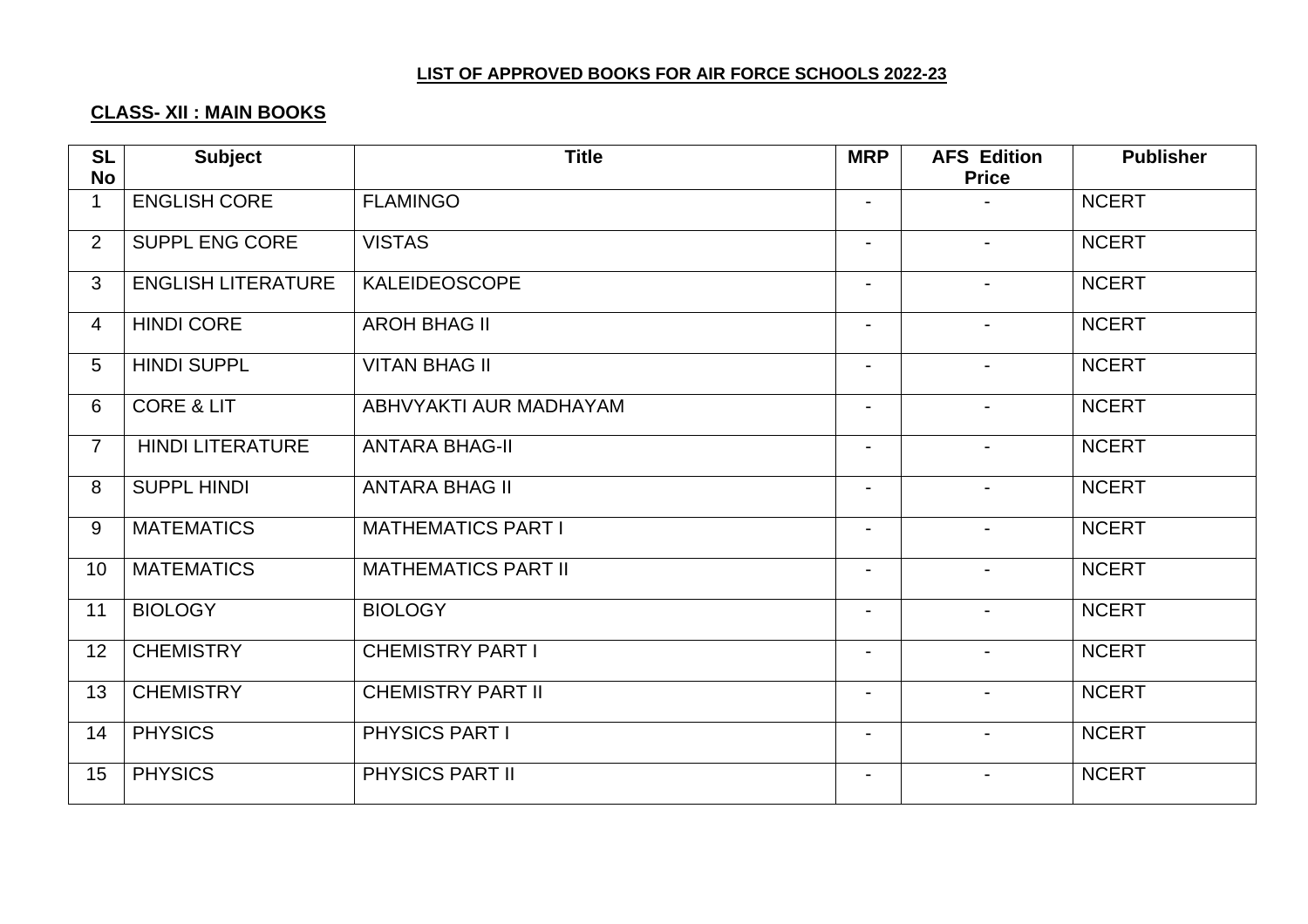**LIST OF APPROVED BOOKS FOR AIR FORCE SCHOOLS 2022-23**

**CLASS- XII : MAIN BOOKS**

| SL No | Subject | Title | MRP | AFS Edition Price | Publisher |
|---|---|---|---|---|---|
| 1 | ENGLISH CORE | FLAMINGO | - | - | NCERT |
| 2 | SUPPL ENG CORE | VISTAS | - | - | NCERT |
| 3 | ENGLISH LITERATURE | KALEIDEOSCOPE | - | - | NCERT |
| 4 | HINDI CORE | AROH BHAG II | - | - | NCERT |
| 5 | HINDI SUPPL | VITAN BHAG II | - | - | NCERT |
| 6 | CORE & LIT | ABHVYAKTI AUR MADHAYAM | - | - | NCERT |
| 7 | HINDI LITERATURE | ANTARA BHAG-II | - | - | NCERT |
| 8 | SUPPL HINDI | ANTARA BHAG II | - | - | NCERT |
| 9 | MATEMATICS | MATHEMATICS PART I | - | - | NCERT |
| 10 | MATEMATICS | MATHEMATICS PART II | - | - | NCERT |
| 11 | BIOLOGY | BIOLOGY | - | - | NCERT |
| 12 | CHEMISTRY | CHEMISTRY PART I | - | - | NCERT |
| 13 | CHEMISTRY | CHEMISTRY PART II | - | - | NCERT |
| 14 | PHYSICS | PHYSICS PART I | - | - | NCERT |
| 15 | PHYSICS | PHYSICS PART II | - | - | NCERT |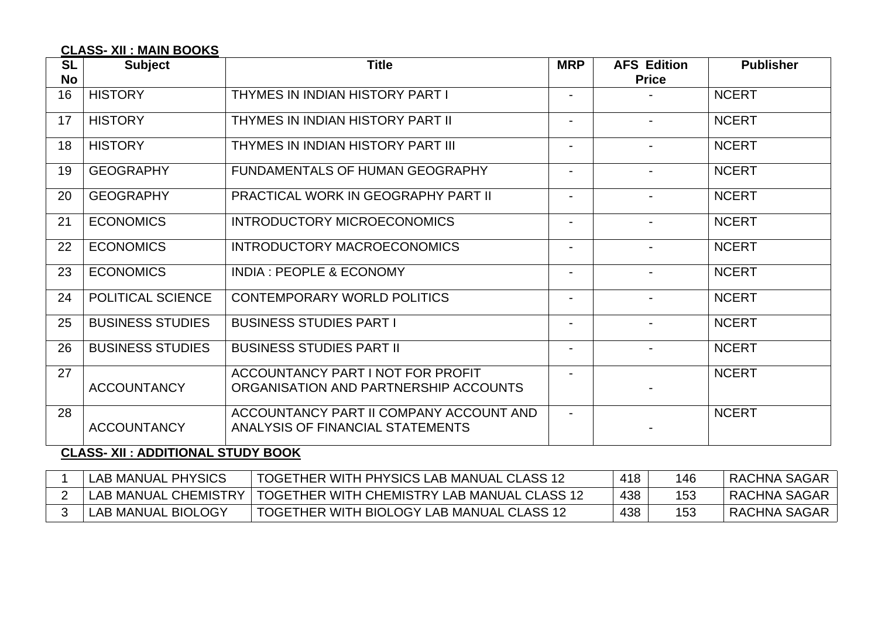**CLASS- XII : MAIN BOOKS**

| SL No | Subject | Title | MRP | AFS Edition Price | Publisher |
|---|---|---|---|---|---|
| 16 | HISTORY | THYMES IN INDIAN HISTORY PART I | - | - | NCERT |
| 17 | HISTORY | THYMES IN INDIAN HISTORY PART II | - | - | NCERT |
| 18 | HISTORY | THYMES IN INDIAN HISTORY PART III | - | - | NCERT |
| 19 | GEOGRAPHY | FUNDAMENTALS OF HUMAN GEOGRAPHY | - | - | NCERT |
| 20 | GEOGRAPHY | PRACTICAL WORK IN GEOGRAPHY PART II | - | - | NCERT |
| 21 | ECONOMICS | INTRODUCTORY MICROECONOMICS | - | - | NCERT |
| 22 | ECONOMICS | INTRODUCTORY MACROECONOMICS | - | - | NCERT |
| 23 | ECONOMICS | INDIA : PEOPLE & ECONOMY | - | - | NCERT |
| 24 | POLITICAL SCIENCE | CONTEMPORARY WORLD POLITICS | - | - | NCERT |
| 25 | BUSINESS STUDIES | BUSINESS STUDIES PART I | - | - | NCERT |
| 26 | BUSINESS STUDIES | BUSINESS STUDIES PART II | - | - | NCERT |
| 27 | ACCOUNTANCY | ACCOUNTANCY PART I NOT FOR PROFIT ORGANISATION AND PARTNERSHIP ACCOUNTS | - | - | NCERT |
| 28 | ACCOUNTANCY | ACCOUNTANCY PART II COMPANY ACCOUNT AND ANALYSIS OF FINANCIAL STATEMENTS | - | - | NCERT |

**CLASS- XII : ADDITIONAL STUDY BOOK**

| | | | | | |
|---|---|---|---|---|---|
| 1 | LAB MANUAL PHYSICS | TOGETHER WITH PHYSICS LAB MANUAL CLASS 12 | 418 | 146 | RACHNA SAGAR |
| 2 | LAB MANUAL CHEMISTRY | TOGETHER WITH CHEMISTRY LAB MANUAL CLASS 12 | 438 | 153 | RACHNA SAGAR |
| 3 | LAB MANUAL BIOLOGY | TOGETHER WITH BIOLOGY LAB MANUAL CLASS 12 | 438 | 153 | RACHNA SAGAR |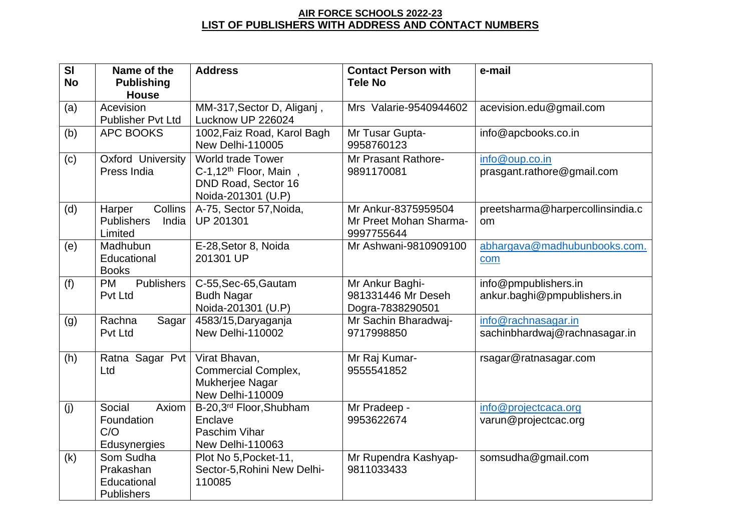**AIR FORCE SCHOOLS 2022-23**
**LIST OF PUBLISHERS WITH ADDRESS AND CONTACT NUMBERS**

| Sl No | Name of the Publishing House | Address | Contact Person with Tele No | e-mail |
|---|---|---|---|---|
| (a) | Acevision Publisher Pvt Ltd | MM-317,Sector D, Aliganj , Lucknow UP 226024 | Mrs Valarie-9540944602 | acevision.edu@gmail.com |
| (b) | APC BOOKS | 1002,Faiz Road, Karol Bagh New Delhi-110005 | Mr Tusar Gupta-9958760123 | info@apcbooks.co.in |
| (c) | Oxford University Press India | World trade Tower C-1,12th Floor, Main , DND Road, Sector 16 Noida-201301 (U.P) | Mr Prasant Rathore-9891170081 | info@oup.co.in prasgant.rathore@gmail.com |
| (d) | Harper Collins Publishers India Limited | A-75, Sector 57,Noida, UP 201301 | Mr Ankur-8375959504 Mr Preet Mohan Sharma-9997755644 | preetsharma@harpercollinsindia.com |
| (e) | Madhubun Educational Books | E-28,Setor 8, Noida 201301 UP | Mr Ashwani-9810909100 | abhargava@madhubunbooks.com.com |
| (f) | PM Publishers Pvt Ltd | C-55,Sec-65,Gautam Budh Nagar Noida-201301 (U.P) | Mr Ankur Baghi-981331446 Mr Deseh Dogra-7838290501 | info@pmpublishers.in ankur.baghi@pmpublishers.in |
| (g) | Rachna Sagar Pvt Ltd | 4583/15,Daryaganja New Delhi-110002 | Mr Sachin Bharadwaj-9717998850 | info@rachnasagar.in sachinbhardwaj@rachnasagar.in |
| (h) | Ratna Sagar Pvt Ltd | Virat Bhavan, Commercial Complex, Mukherjee Nagar New Delhi-110009 | Mr Raj Kumar-9555541852 | rsagar@ratnasagar.com |
| (j) | Social Axiom Foundation C/O Edusynergies | B-20,3rd Floor,Shubham Enclave Paschim Vihar New Delhi-110063 | Mr Pradeep - 9953622674 | info@projectcaca.org varun@projectcac.org |
| (k) | Som Sudha Prakashan Educational Publishers | Plot No 5,Pocket-11, Sector-5,Rohini New Delhi-110085 | Mr Rupendra Kashyap-9811033433 | somsudha@gmail.com |